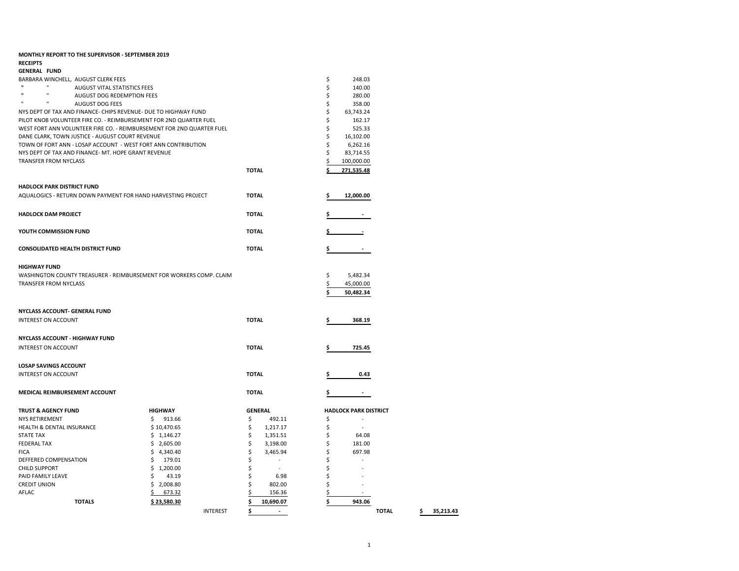**MONTHLY REPORT TO THE SUPERVISOR - SEPTEMBER 2019**

**RECEIPTS**

**GENERAL FUND**

| | | |
|---|---|---|
| BARBARA WINCHELL, AUGUST CLERK FEES | | $ 248.03 |
| " " AUGUST VITAL STATISTICS FEES | | $ 140.00 |
| " " AUGUST DOG REDEMPTION FEES | | $ 280.00 |
| " " AUGUST DOG FEES | | $ 358.00 |
| NYS DEPT OF TAX AND FINANCE- CHIPS REVENUE- DUE TO HIGHWAY FUND | | $ 63,743.24 |
| PILOT KNOB VOLUNTEER FIRE CO. - REIMBURSEMENT FOR 2ND QUARTER FUEL | | $ 162.17 |
| WEST FORT ANN VOLUNTEER FIRE CO. - REIMBURSEMENT FOR 2ND QUARTER FUEL | | $ 525.33 |
| DANE CLARK, TOWN JUSTICE - AUGUST COURT REVENUE | | $ 16,102.00 |
| TOWN OF FORT ANN - LOSAP ACCOUNT - WEST FORT ANN CONTRIBUTION | | $ 6,262.16 |
| NYS DEPT OF TAX AND FINANCE- MT. HOPE GRANT REVENUE | | $ 83,714.55 |
| TRANSFER FROM NYCLASS | | $ 100,000.00 |
| | **TOTAL** | **$ 271,535.48** |

**HADLOCK PARK DISTRICT FUND**

| | | |
|---|---|---|
| AQUALOGICS - RETURN DOWN PAYMENT FOR HAND HARVESTING PROJECT | **TOTAL** | **$ 12,000.00** |

| | | |
|---|---|---|
| **HADLOCK DAM PROJECT** | **TOTAL** | **$ -** |
| **YOUTH COMMISSION FUND** | **TOTAL** | **$ -** |
| **CONSOLIDATED HEALTH DISTRICT FUND** | **TOTAL** | **$ -** |

**HIGHWAY FUND**

| | |
|---|---|
| WASHINGTON COUNTY TREASURER - REIMBURSEMENT FOR WORKERS COMP. CLAIM | $ 5,482.34 |
| TRANSFER FROM NYCLASS | $ 45,000.00 |
| | **$ 50,482.34** |

**NYCLASS ACCOUNT- GENERAL FUND**

| | | |
|---|---|---|
| INTEREST ON ACCOUNT | **TOTAL** | **$ 368.19** |

**NYCLASS ACCOUNT - HIGHWAY FUND**

| | | |
|---|---|---|
| INTEREST ON ACCOUNT | **TOTAL** | **$ 725.45** |

**LOSAP SAVINGS ACCOUNT**

| | | |
|---|---|---|
| INTEREST ON ACCOUNT | **TOTAL** | **$ 0.43** |

| | | |
|---|---|---|
| **MEDICAL REIMBURSEMENT ACCOUNT** | **TOTAL** | **$ -** |

| **TRUST & AGENCY FUND** | **HIGHWAY** | **GENERAL** | **HADLOCK PARK DISTRICT** | | |
|---|---|---|---|---|---|
| NYS RETIREMENT | $ 913.66 | $ 492.11 | $ - | | |
| HEALTH & DENTAL INSURANCE | $ 10,470.65 | $ 1,217.17 | $ - | | |
| STATE TAX | $ 1,146.27 | $ 1,351.51 | $ 64.08 | | |
| FEDERAL TAX | $ 2,605.00 | $ 3,198.00 | $ 181.00 | | |
| FICA | $ 4,340.40 | $ 3,465.94 | $ 697.98 | | |
| DEFFERED COMPENSATION | $ 179.01 | $ - | $ - | | |
| CHILD SUPPORT | $ 1,200.00 | $ - | $ - | | |
| PAID FAMILY LEAVE | $ 43.19 | $ 6.98 | $ - | | |
| CREDIT UNION | $ 2,008.80 | $ 802.00 | $ - | | |
| AFLAC | $ 673.32 | $ 156.36 | $ - | | |
| **TOTALS** | **$ 23,580.30** | **$ 10,690.07** | **$ 943.06** | | |
| INTEREST | | **$ -** | | **TOTAL** | **$ 35,213.43** |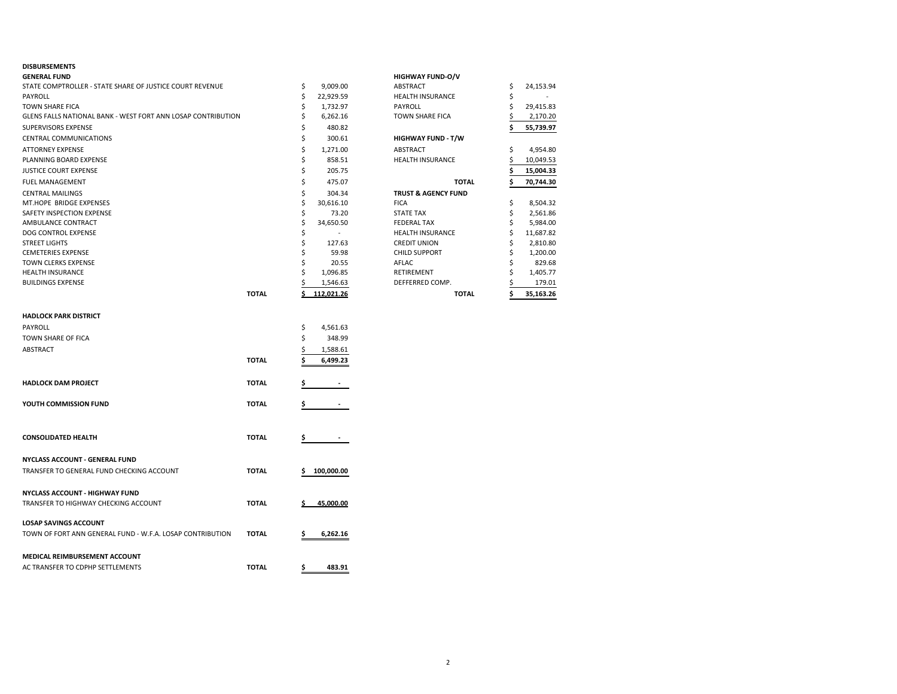## DISBURSEMENTS

### GENERAL FUND

| Item | | Amount |
|---|---|---|
| STATE COMPTROLLER - STATE SHARE OF JUSTICE COURT REVENUE | | $ 9,009.00 |
| PAYROLL | | $ 22,929.59 |
| TOWN SHARE FICA | | $ 1,732.97 |
| GLENS FALLS NATIONAL BANK - WEST FORT ANN LOSAP CONTRIBUTION | | $ 6,262.16 |
| SUPERVISORS EXPENSE | | $ 480.82 |
| CENTRAL COMMUNICATIONS | | $ 300.61 |
| ATTORNEY EXPENSE | | $ 1,271.00 |
| PLANNING BOARD EXPENSE | | $ 858.51 |
| JUSTICE COURT EXPENSE | | $ 205.75 |
| FUEL MANAGEMENT | | $ 475.07 |
| CENTRAL MAILINGS | | $ 304.34 |
| MT.HOPE BRIDGE EXPENSES | | $ 30,616.10 |
| SAFETY INSPECTION EXPENSE | | $ 73.20 |
| AMBULANCE CONTRACT | | $ 34,650.50 |
| DOG CONTROL EXPENSE | | $ - |
| STREET LIGHTS | | $ 127.63 |
| CEMETERIES EXPENSE | | $ 59.98 |
| TOWN CLERKS EXPENSE | | $ 20.55 |
| HEALTH INSURANCE | | $ 1,096.85 |
| BUILDINGS EXPENSE | | $ 1,546.63 |
| | **TOTAL** | **$ 112,021.26** |

### HADLOCK PARK DISTRICT

| Item | | Amount |
|---|---|---|
| PAYROLL | | $ 4,561.63 |
| TOWN SHARE OF FICA | | $ 348.99 |
| ABSTRACT | | $ 1,588.61 |
| | **TOTAL** | **$ 6,499.23** |

| Fund | | Amount |
|---|---|---|
| **HADLOCK DAM PROJECT** | **TOTAL** | **$ -** |
| **YOUTH COMMISSION FUND** | **TOTAL** | **$ -** |
| **CONSOLIDATED HEALTH** | **TOTAL** | **$ -** |

### NYCLASS ACCOUNT - GENERAL FUND

| Item | | Amount |
|---|---|---|
| TRANSFER TO GENERAL FUND CHECKING ACCOUNT | **TOTAL** | **$ 100,000.00** |

### NYCLASS ACCOUNT - HIGHWAY FUND

| Item | | Amount |
|---|---|---|
| TRANSFER TO HIGHWAY CHECKING ACCOUNT | **TOTAL** | **$ 45,000.00** |

### LOSAP SAVINGS ACCOUNT

| Item | | Amount |
|---|---|---|
| TOWN OF FORT ANN GENERAL FUND - W.F.A. LOSAP CONTRIBUTION | **TOTAL** | **$ 6,262.16** |

### MEDICAL REIMBURSEMENT ACCOUNT

| Item | | Amount |
|---|---|---|
| AC TRANSFER TO CDPHP SETTLEMENTS | **TOTAL** | **$ 483.91** |

### HIGHWAY FUND-O/V

| Item | Amount |
|---|---|
| ABSTRACT | $ 24,153.94 |
| HEALTH INSURANCE | $ - |
| PAYROLL | $ 29,415.83 |
| TOWN SHARE FICA | $ 2,170.20 |
| | **$ 55,739.97** |

### HIGHWAY FUND - T/W

| Item | Amount |
|---|---|
| ABSTRACT | $ 4,954.80 |
| HEALTH INSURANCE | $ 10,049.53 |
| | **$ 15,004.33** |
| **TOTAL** | **$ 70,744.30** |

### TRUST & AGENCY FUND

| Item | Amount |
|---|---|
| FICA | $ 8,504.32 |
| STATE TAX | $ 2,561.86 |
| FEDERAL TAX | $ 5,984.00 |
| HEALTH INSURANCE | $ 11,687.82 |
| CREDIT UNION | $ 2,810.80 |
| CHILD SUPPORT | $ 1,200.00 |
| AFLAC | $ 829.68 |
| RETIREMENT | $ 1,405.77 |
| DEFFERRED COMP. | $ 179.01 |
| **TOTAL** | **$ 35,163.26** |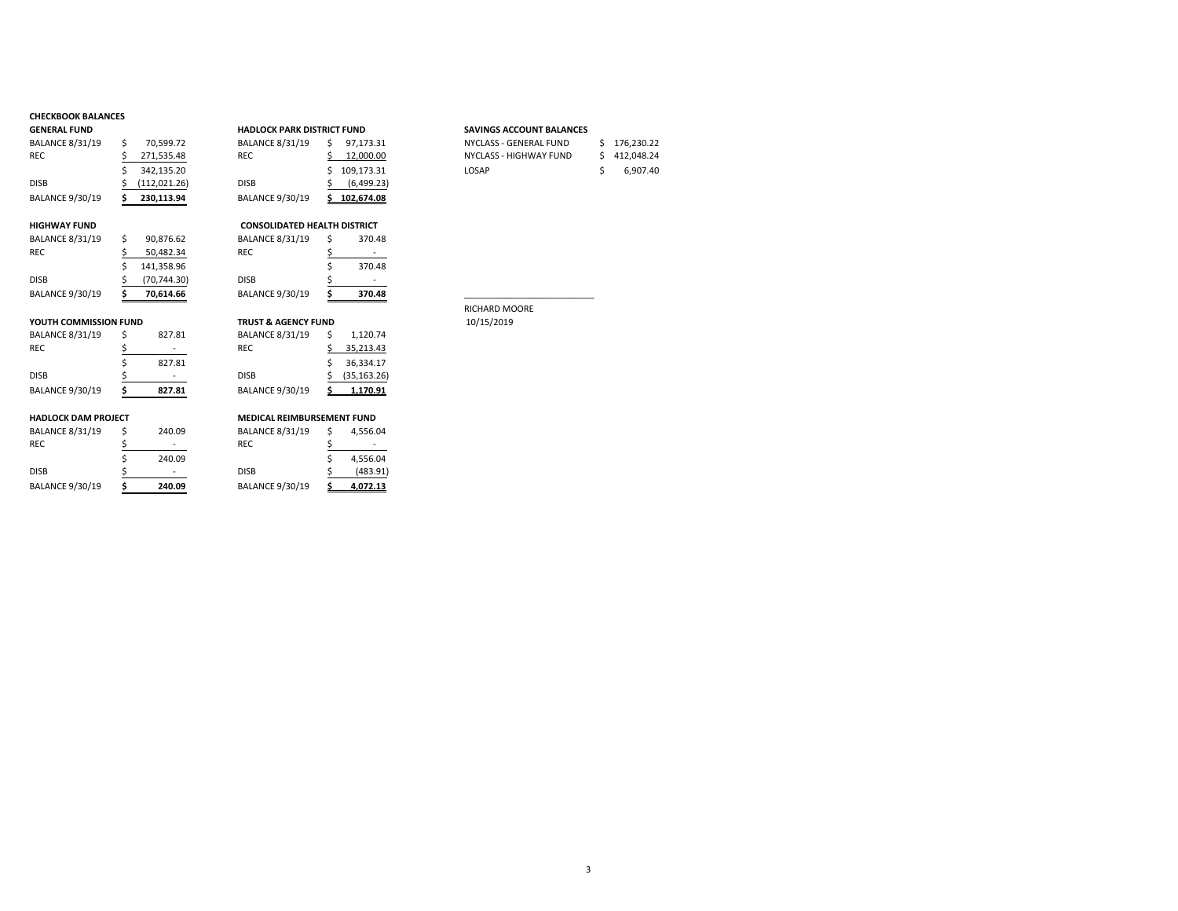**CHECKBOOK BALANCES**

**GENERAL FUND**

| | | |
|---|---|---|
| BALANCE 8/31/19 | $ | 70,599.72 |
| REC | $ | 271,535.48 |
| | $ | 342,135.20 |
| DISB | $ | (112,021.26) |
| BALANCE 9/30/19 | **$** | **230,113.94** |

**HIGHWAY FUND**

| | | |
|---|---|---|
| BALANCE 8/31/19 | $ | 90,876.62 |
| REC | $ | 50,482.34 |
| | $ | 141,358.96 |
| DISB | $ | (70,744.30) |
| BALANCE 9/30/19 | **$** | **70,614.66** |

**YOUTH COMMISSION FUND**

| | | |
|---|---|---|
| BALANCE 8/31/19 | $ | 827.81 |
| REC | $ | - |
| | $ | 827.81 |
| DISB | $ | - |
| BALANCE 9/30/19 | **$** | **827.81** |

**HADLOCK DAM PROJECT**

| | | |
|---|---|---|
| BALANCE 8/31/19 | $ | 240.09 |
| REC | $ | - |
| | $ | 240.09 |
| DISB | $ | - |
| BALANCE 9/30/19 | **$** | **240.09** |

**HADLOCK PARK DISTRICT FUND**

| | | |
|---|---|---|
| BALANCE 8/31/19 | $ | 97,173.31 |
| REC | $ | 12,000.00 |
| | $ | 109,173.31 |
| DISB | $ | (6,499.23) |
| BALANCE 9/30/19 | **$** | **102,674.08** |

**CONSOLIDATED HEALTH DISTRICT**

| | | |
|---|---|---|
| BALANCE 8/31/19 | $ | 370.48 |
| REC | $ | - |
| | $ | 370.48 |
| DISB | $ | - |
| BALANCE 9/30/19 | **$** | **370.48** |

**TRUST & AGENCY FUND**

| | | |
|---|---|---|
| BALANCE 8/31/19 | $ | 1,120.74 |
| REC | $ | 35,213.43 |
| | $ | 36,334.17 |
| DISB | $ | (35,163.26) |
| BALANCE 9/30/19 | **$** | **1,170.91** |

**MEDICAL REIMBURSEMENT FUND**

| | | |
|---|---|---|
| BALANCE 8/31/19 | $ | 4,556.04 |
| REC | $ | - |
| | $ | 4,556.04 |
| DISB | $ | (483.91) |
| BALANCE 9/30/19 | **$** | **4,072.13** |

**SAVINGS ACCOUNT BALANCES**

| | | |
|---|---|---|
| NYCLASS - GENERAL FUND | $ | 176,230.22 |
| NYCLASS - HIGHWAY FUND | $ | 412,048.24 |
| LOSAP | $ | 6,907.40 |

___________________________

RICHARD MOORE

10/15/2019